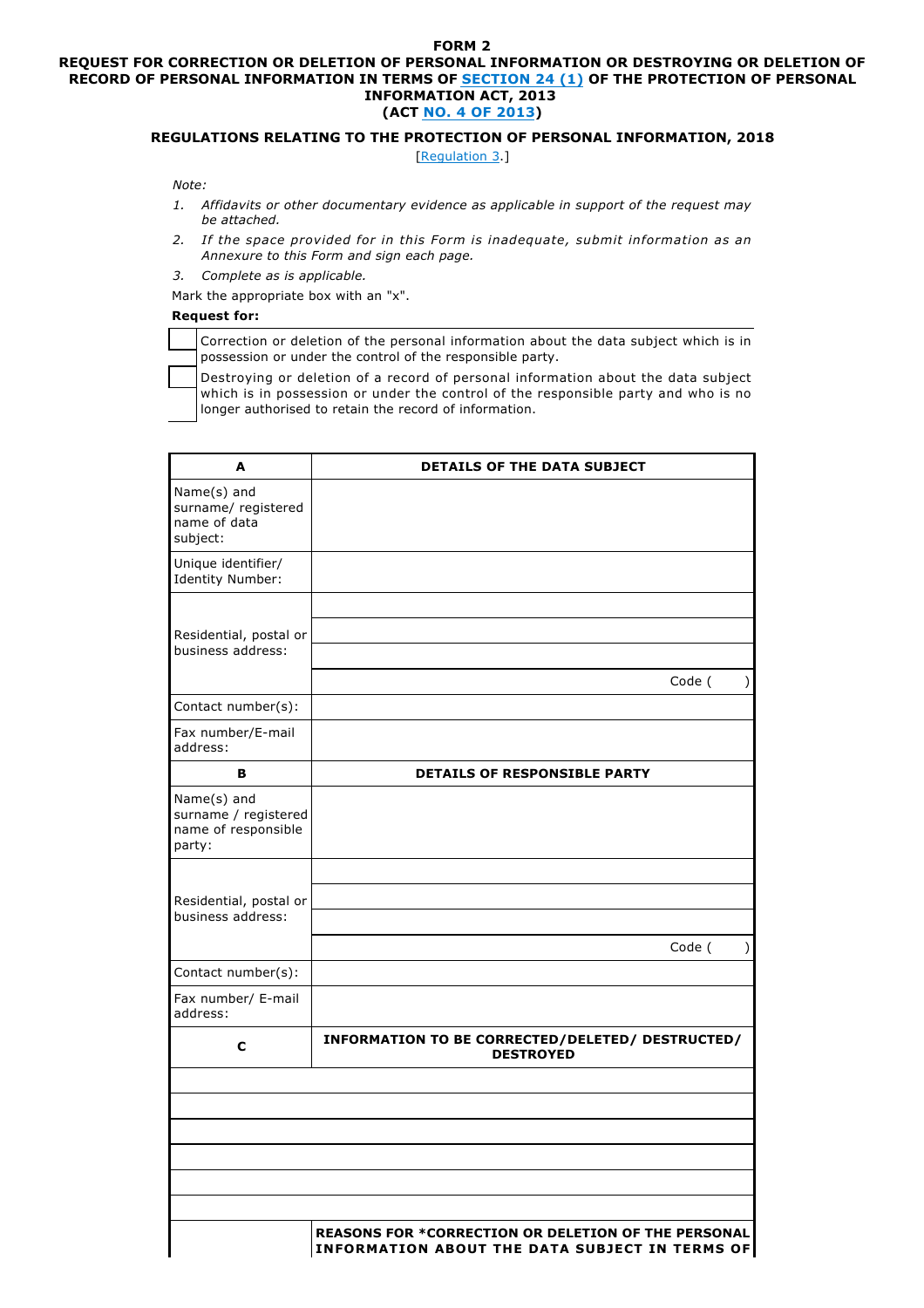**FORM 2**

**REQUEST FOR CORRECTION OR DELETION OF PERSONAL INFORMATION OR DESTROYING OR DELETION OF RECORD OF PERSONAL INFORMATION IN TERMS OF SECTION 24 (1) OF THE PROTECTION OF PERSONAL INFORMATION ACT, 2013 (ACT NO. 4 OF 2013)**

**REGULATIONS RELATING TO THE PROTECTION OF PERSONAL INFORMATION, 2018**

[Regulation 3.]

*Note:*

1. *Affidavits or other documentary evidence as applicable in support of the request may be attached.*
2. *If the space provided for in this Form is inadequate, submit information as an Annexure to this Form and sign each page.*
3. *Complete as is applicable.*

Mark the appropriate box with an "x".

**Request for:**

| | |
|---|---|
| ☐ | Correction or deletion of the personal information about the data subject which is in possession or under the control of the responsible party. |
| ☐ | Destroying or deletion of a record of personal information about the data subject which is in possession or under the control of the responsible party and who is no longer authorised to retain the record of information. |

| **A** | **DETAILS OF THE DATA SUBJECT** |
|---|---|
| Name(s) and surname/ registered name of data subject: | |
| Unique identifier/ Identity Number: | |
| Residential, postal or business address: | |
| | |
| | |
| | Code ( ) |
| Contact number(s): | |
| Fax number/E-mail address: | |
| **B** | **DETAILS OF RESPONSIBLE PARTY** |
| Name(s) and surname / registered name of responsible party: | |
| Residential, postal or business address: | |
| | |
| | |
| | Code ( ) |
| Contact number(s): | |
| Fax number/ E-mail address: | |
| **C** | **INFORMATION TO BE CORRECTED/DELETED/ DESTRUCTED/ DESTROYED** |
| | |
| | |
| | |
| | |
| | |
| | |
| | **REASONS FOR *CORRECTION OR DELETION OF THE PERSONAL INFORMATION ABOUT THE DATA SUBJECT IN TERMS OF** |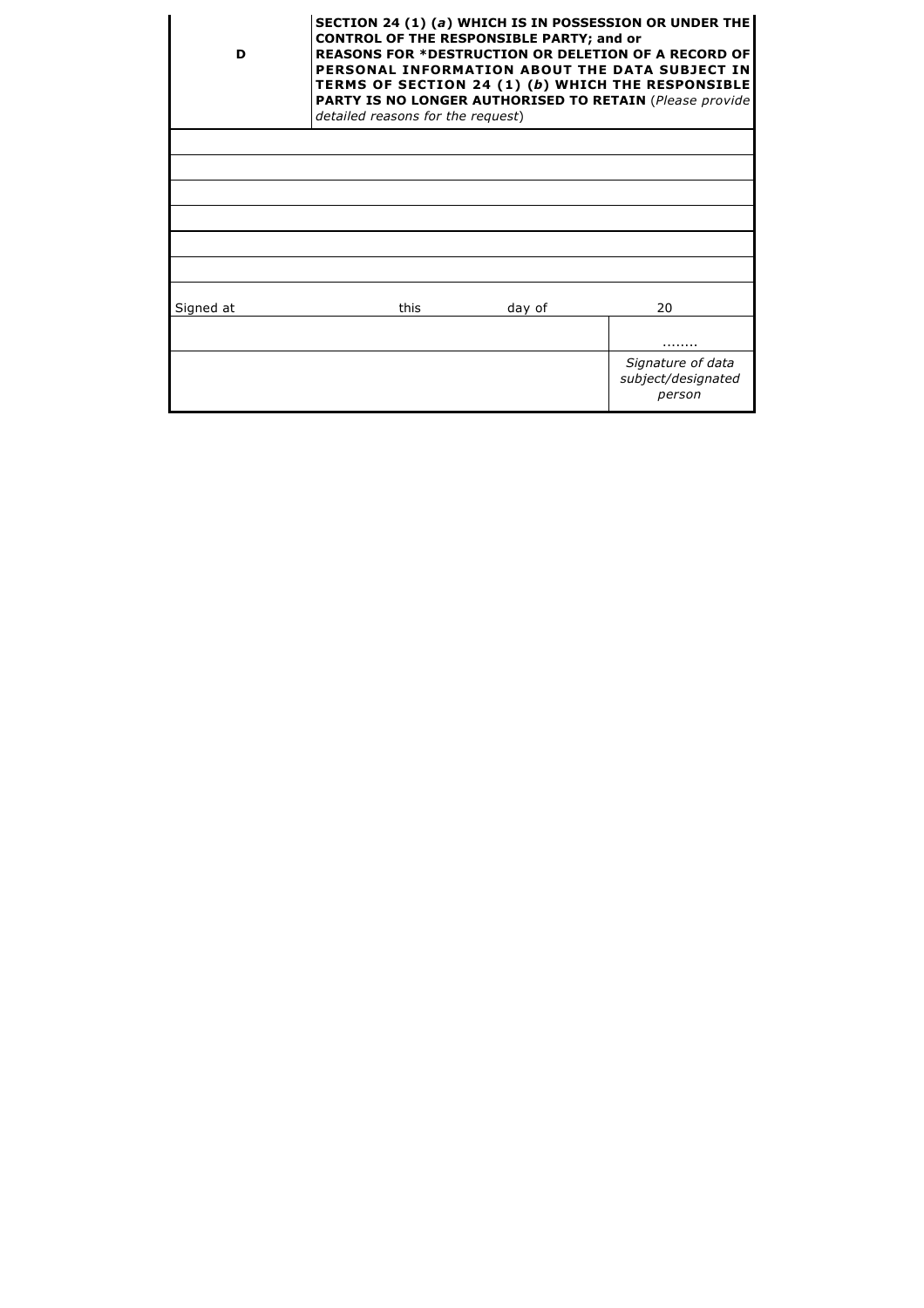| | | | |
|---|---|---|---|
| **D** | **SECTION 24 (1) (*a*) WHICH IS IN POSSESSION OR UNDER THE CONTROL OF THE RESPONSIBLE PARTY; and or REASONS FOR *DESTRUCTION OR DELETION OF A RECORD OF PERSONAL INFORMATION ABOUT THE DATA SUBJECT IN TERMS OF SECTION 24 (1) (*b*) WHICH THE RESPONSIBLE PARTY IS NO LONGER AUTHORISED TO RETAIN** (*Please provide detailed reasons for the request*) | | |
| | | | |
| | | | |
| | | | |
| | | | |
| | | | |
| | | | |
| Signed at | this | day of | 20 |
| | | | ........ |
| | | | *Signature of data subject/designated person* |